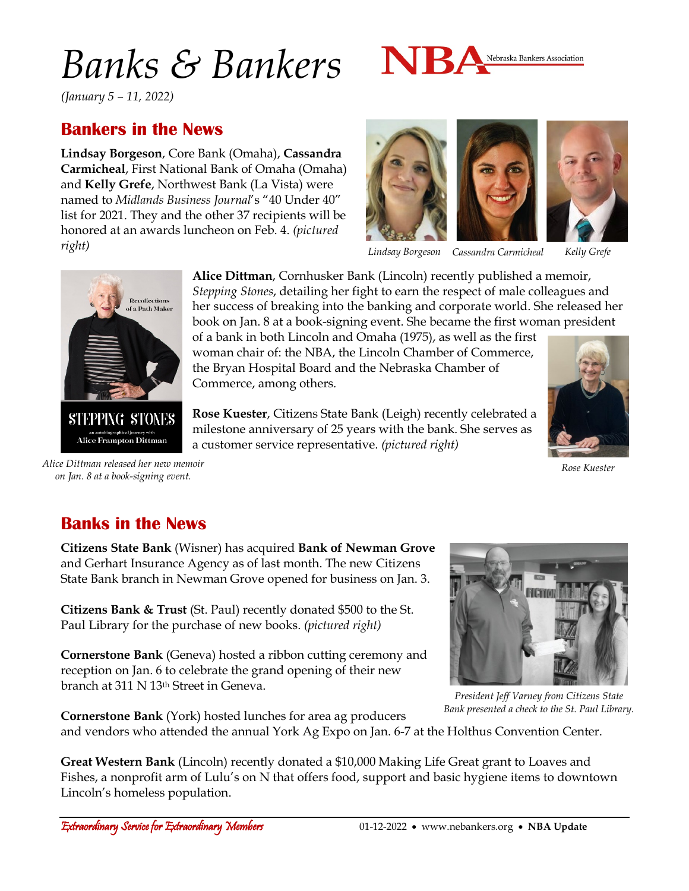# Banks & Bankers

*(January 5 – 11, 2022)*

## Bankers in the News

**Lindsay Borgeson**, Core Bank (Omaha), **Cassandra Carmicheal**, First National Bank of Omaha (Omaha) and **Kelly Grefe**, Northwest Bank (La Vista) were named to *Midlands Business Journal*'s "40 Under 40" list for 2021. They and the other 37 recipients will be honored at an awards luncheon on Feb. 4. *(pictured right)*

*Lindsay Borgeson* *Cassandra Carmicheal* *Kelly Grefe*

**Alice Dittman**, Cornhusker Bank (Lincoln) recently published a memoir, *Stepping Stones*, detailing her fight to earn the respect of male colleagues and her success of breaking into the banking and corporate world. She released her book on Jan. 8 at a book-signing event. She became the first woman president of a bank in both Lincoln and Omaha (1975), as well as the first woman chair of: the NBA, the Lincoln Chamber of Commerce, the Bryan Hospital Board and the Nebraska Chamber of Commerce, among others.

*Alice Dittman released her new memoir on Jan. 8 at a book-signing event.*

**Rose Kuester**, Citizens State Bank (Leigh) recently celebrated a milestone anniversary of 25 years with the bank. She serves as a customer service representative. *(pictured right)*

*Rose Kuester*

## Banks in the News

**Citizens State Bank** (Wisner) has acquired **Bank of Newman Grove** and Gerhart Insurance Agency as of last month. The new Citizens State Bank branch in Newman Grove opened for business on Jan. 3.

**Citizens Bank & Trust** (St. Paul) recently donated $500 to the St. Paul Library for the purchase of new books. *(pictured right)*

*President Jeff Varney from Citizens State Bank presented a check to the St. Paul Library.*

**Cornerstone Bank** (Geneva) hosted a ribbon cutting ceremony and reception on Jan. 6 to celebrate the grand opening of their new branch at 311 N 13th Street in Geneva.

**Cornerstone Bank** (York) hosted lunches for area ag producers and vendors who attended the annual York Ag Expo on Jan. 6-7 at the Holthus Convention Center.

**Great Western Bank** (Lincoln) recently donated a $10,000 Making Life Great grant to Loaves and Fishes, a nonprofit arm of Lulu's on N that offers food, support and basic hygiene items to downtown Lincoln's homeless population.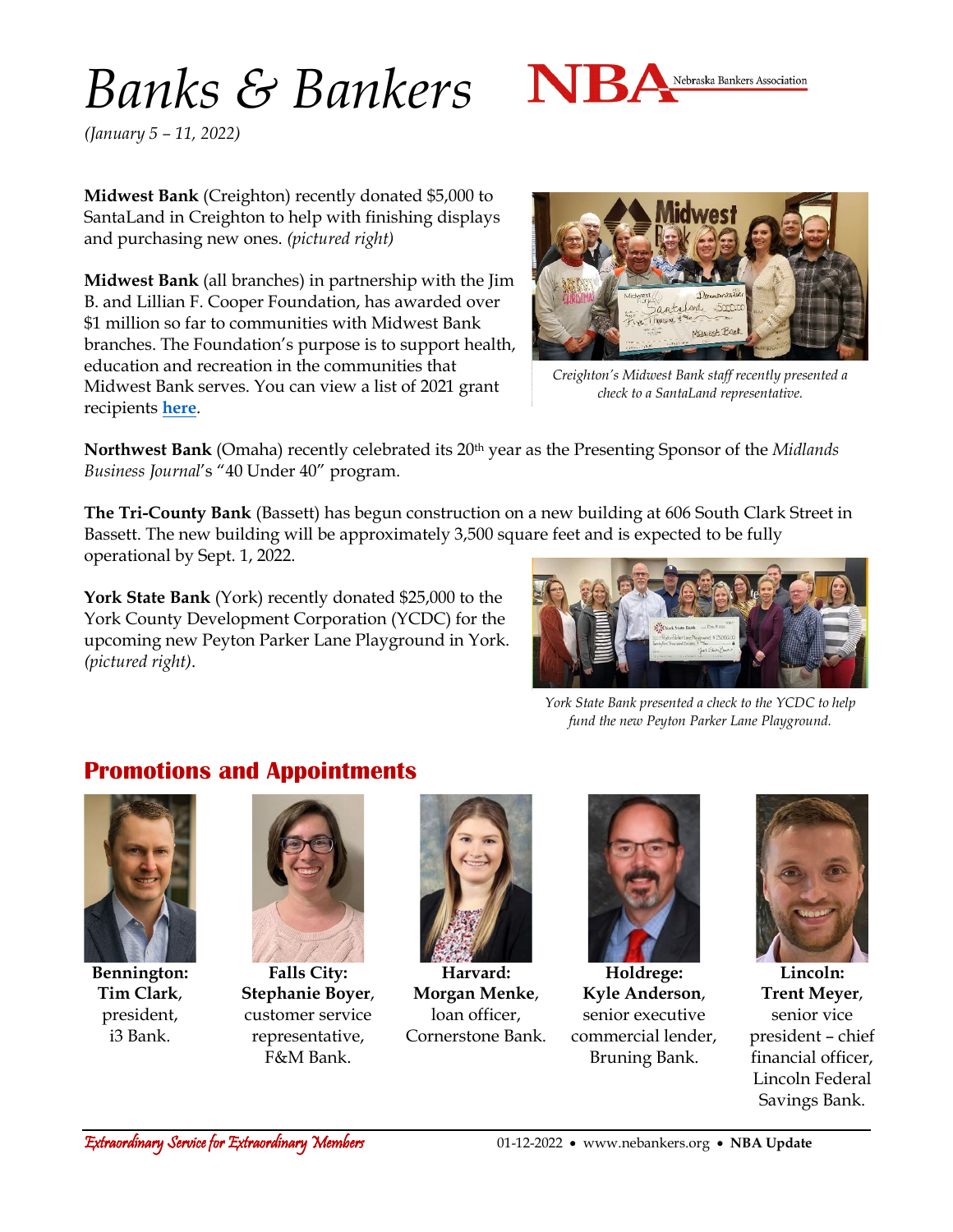# Banks & Bankers

*(January 5 – 11, 2022)*

**Midwest Bank** (Creighton) recently donated $5,000 to SantaLand in Creighton to help with finishing displays and purchasing new ones. *(pictured right)*

*Creighton's Midwest Bank staff recently presented a check to a SantaLand representative.*

**Midwest Bank** (all branches) in partnership with the Jim B. and Lillian F. Cooper Foundation, has awarded over $1 million so far to communities with Midwest Bank branches. The Foundation's purpose is to support health, education and recreation in the communities that Midwest Bank serves. You can view a list of 2021 grant recipients **here**.

**Northwest Bank** (Omaha) recently celebrated its 20th year as the Presenting Sponsor of the *Midlands Business Journal*'s "40 Under 40" program.

**The Tri-County Bank** (Bassett) has begun construction on a new building at 606 South Clark Street in Bassett. The new building will be approximately 3,500 square feet and is expected to be fully operational by Sept. 1, 2022.

**York State Bank** (York) recently donated $25,000 to the York County Development Corporation (YCDC) for the upcoming new Peyton Parker Lane Playground in York. *(pictured right)*.

*York State Bank presented a check to the YCDC to help fund the new Peyton Parker Lane Playground.*

## Promotions and Appointments

**Bennington: Tim Clark**, president, i3 Bank.

**Falls City: Stephanie Boyer**, customer service representative, F&M Bank.

**Harvard: Morgan Menke**, loan officer, Cornerstone Bank.

**Holdrege: Kyle Anderson**, senior executive commercial lender, Bruning Bank.

**Lincoln: Trent Meyer**, senior vice president – chief financial officer, Lincoln Federal Savings Bank.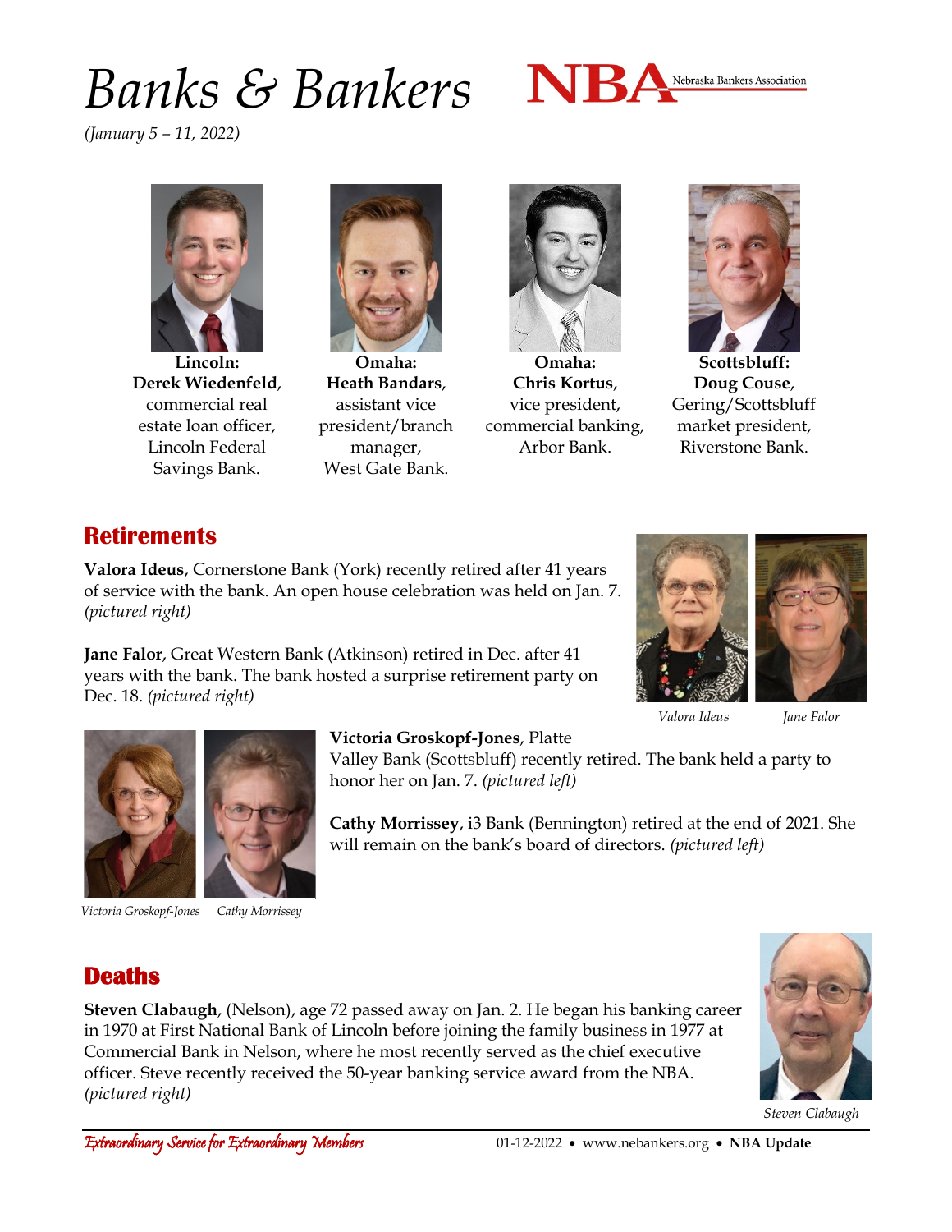# Banks & Bankers

*(January 5 – 11, 2022)*

**Lincoln:**
**Derek Wiedenfeld**, commercial real estate loan officer, Lincoln Federal Savings Bank.

**Omaha:**
**Heath Bandars**, assistant vice president/branch manager, West Gate Bank.

**Omaha:**
**Chris Kortus**, vice president, commercial banking, Arbor Bank.

**Scottsbluff:**
**Doug Couse**, Gering/Scottsbluff market president, Riverstone Bank.

## Retirements

**Valora Ideus**, Cornerstone Bank (York) recently retired after 41 years of service with the bank. An open house celebration was held on Jan. 7. *(pictured right)*

**Jane Falor**, Great Western Bank (Atkinson) retired in Dec. after 41 years with the bank. The bank hosted a surprise retirement party on Dec. 18. *(pictured right)*

*Valora Ideus*

*Jane Falor*

**Victoria Groskopf-Jones**, Platte Valley Bank (Scottsbluff) recently retired. The bank held a party to honor her on Jan. 7. *(pictured left)*

**Cathy Morrissey**, i3 Bank (Bennington) retired at the end of 2021. She will remain on the bank's board of directors. *(pictured left)*

*Victoria Groskopf-Jones*

*Cathy Morrissey*

## Deaths

**Steven Clabaugh**, (Nelson), age 72 passed away on Jan. 2. He began his banking career in 1970 at First National Bank of Lincoln before joining the family business in 1977 at Commercial Bank in Nelson, where he most recently served as the chief executive officer. Steve recently received the 50-year banking service award from the NBA. *(pictured right)*

*Steven Clabaugh*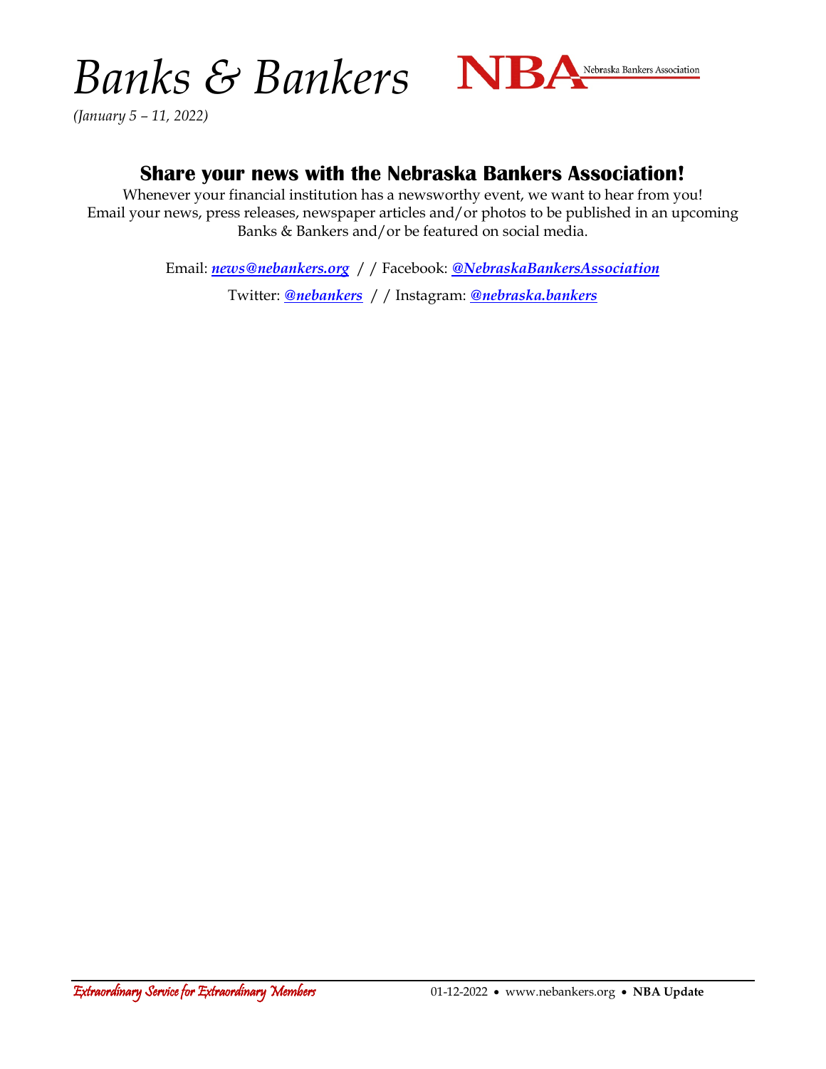# *Banks & Bankers*

*(January 5 – 11, 2022)*

## Share your news with the Nebraska Bankers Association!

Whenever your financial institution has a newsworthy event, we want to hear from you! Email your news, press releases, newspaper articles and/or photos to be published in an upcoming Banks & Bankers and/or be featured on social media.

Email: ***news@nebankers.org*** / / Facebook: ***@NebraskaBankersAssociation***

Twitter: ***@nebankers*** / / Instagram: ***@nebraska.bankers***